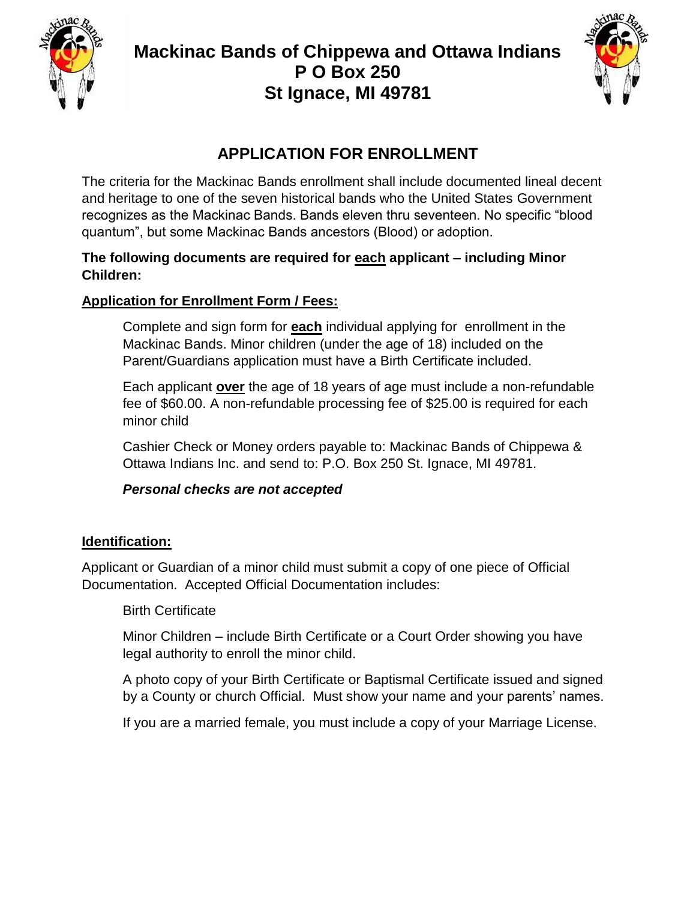# Mackinac Bands of Chippewa and Ottawa Indians
# P O Box 250
# St Ignace, MI 49781

## APPLICATION FOR ENROLLMENT

The criteria for the Mackinac Bands enrollment shall include documented lineal decent and heritage to one of the seven historical bands who the United States Government recognizes as the Mackinac Bands. Bands eleven thru seventeen. No specific "blood quantum", but some Mackinac Bands ancestors (Blood) or adoption.

**The following documents are required for <u>each</u> applicant – including Minor Children:**

**<u>Application for Enrollment Form / Fees:</u>**

Complete and sign form for **<u>each</u>** individual applying for enrollment in the Mackinac Bands. Minor children (under the age of 18) included on the Parent/Guardians application must have a Birth Certificate included.

Each applicant **<u>over</u>** the age of 18 years of age must include a non-refundable fee of $60.00. A non-refundable processing fee of $25.00 is required for each minor child

Cashier Check or Money orders payable to: Mackinac Bands of Chippewa & Ottawa Indians Inc. and send to: P.O. Box 250 St. Ignace, MI 49781.

***Personal checks are not accepted***

**<u>Identification:</u>**

Applicant or Guardian of a minor child must submit a copy of one piece of Official Documentation. Accepted Official Documentation includes:

Birth Certificate

Minor Children – include Birth Certificate or a Court Order showing you have legal authority to enroll the minor child.

A photo copy of your Birth Certificate or Baptismal Certificate issued and signed by a County or church Official. Must show your name and your parents' names.

If you are a married female, you must include a copy of your Marriage License.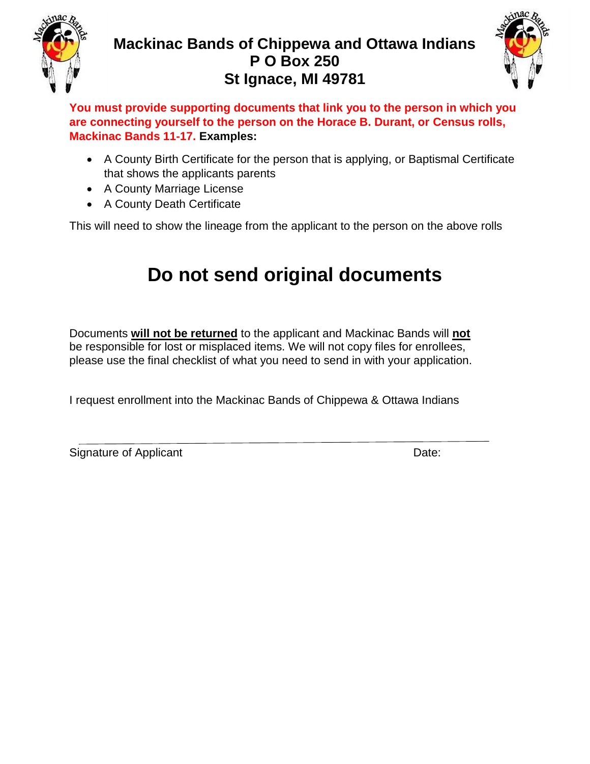# Mackinac Bands of Chippewa and Ottawa Indians
# P O Box 250
# St Ignace, MI 49781

**You must provide supporting documents that link you to the person in which you are connecting yourself to the person on the Horace B. Durant, or Census rolls, Mackinac Bands 11-17. Examples:**

- A County Birth Certificate for the person that is applying, or Baptismal Certificate that shows the applicants parents
- A County Marriage License
- A County Death Certificate

This will need to show the lineage from the applicant to the person on the above rolls

# Do not send original documents

Documents **will not be returned** to the applicant and Mackinac Bands will **not** be responsible for lost or misplaced items. We will not copy files for enrollees, please use the final checklist of what you need to send in with your application.

I request enrollment into the Mackinac Bands of Chippewa & Ottawa Indians

_______________________________________________

Signature of Applicant                                                          Date: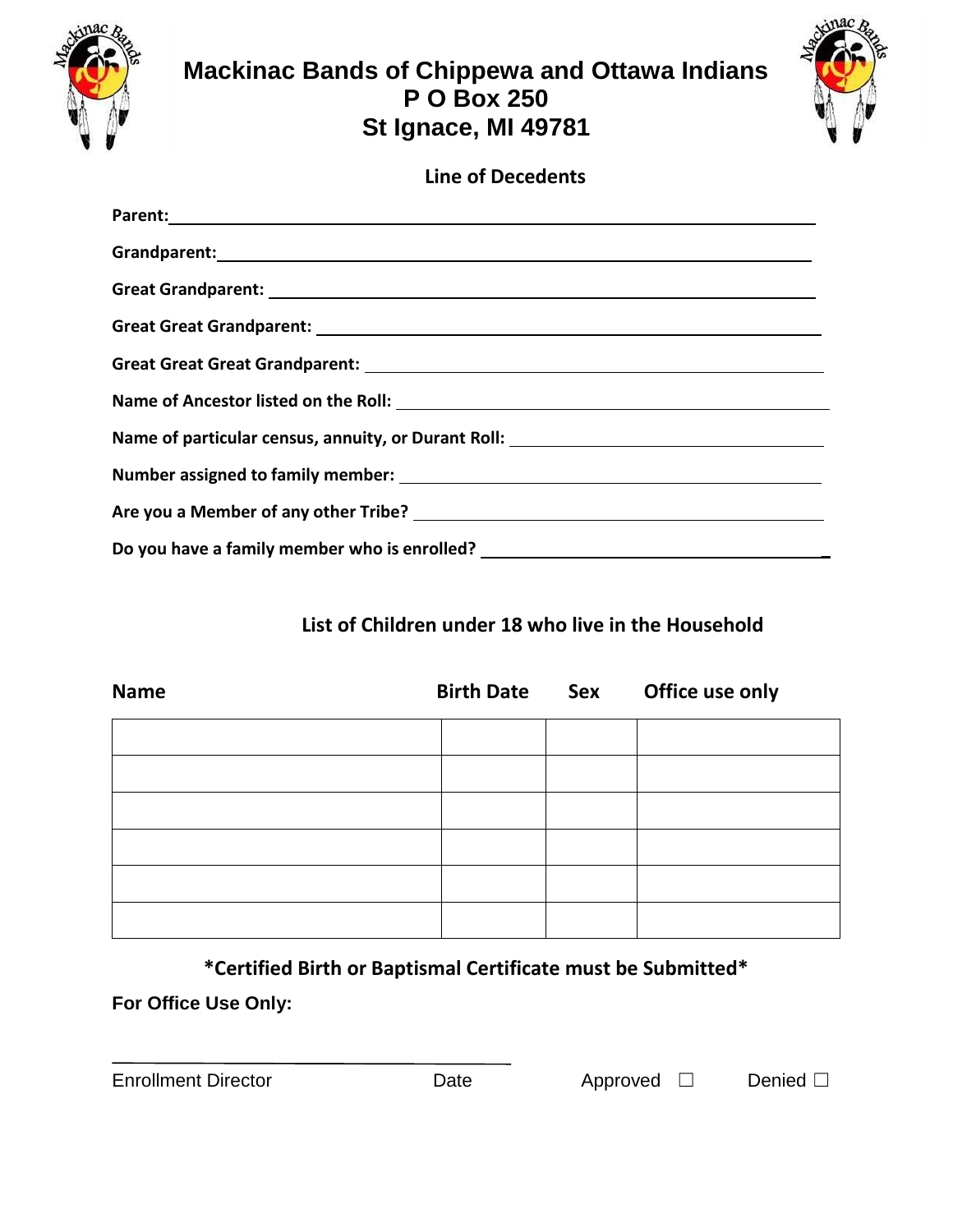# Mackinac Bands of Chippewa and Ottawa Indians
## P O Box 250
## St Ignace, MI 49781

### Line of Decedents

**Parent:** ______________________________

**Grandparent:** ______________________________

**Great Grandparent:** ______________________________

**Great Great Grandparent:** ______________________________

**Great Great Great Grandparent:** ______________________________

**Name of Ancestor listed on the Roll:** ______________________________

**Name of particular census, annuity, or Durant Roll:** ______________________________

**Number assigned to family member:** ______________________________

**Are you a Member of any other Tribe?** ______________________________

**Do you have a family member who is enrolled?** ______________________________

### List of Children under 18 who live in the Household

| Name | Birth Date | Sex | Office use only |
|---|---|---|---|
| | | | |
| | | | |
| | | | |
| | | | |
| | | | |
| | | | |

**\*Certified Birth or Baptismal Certificate must be Submitted\***

**For Office Use Only:**

______________________________

Enrollment Director Date Approved ☐ Denied ☐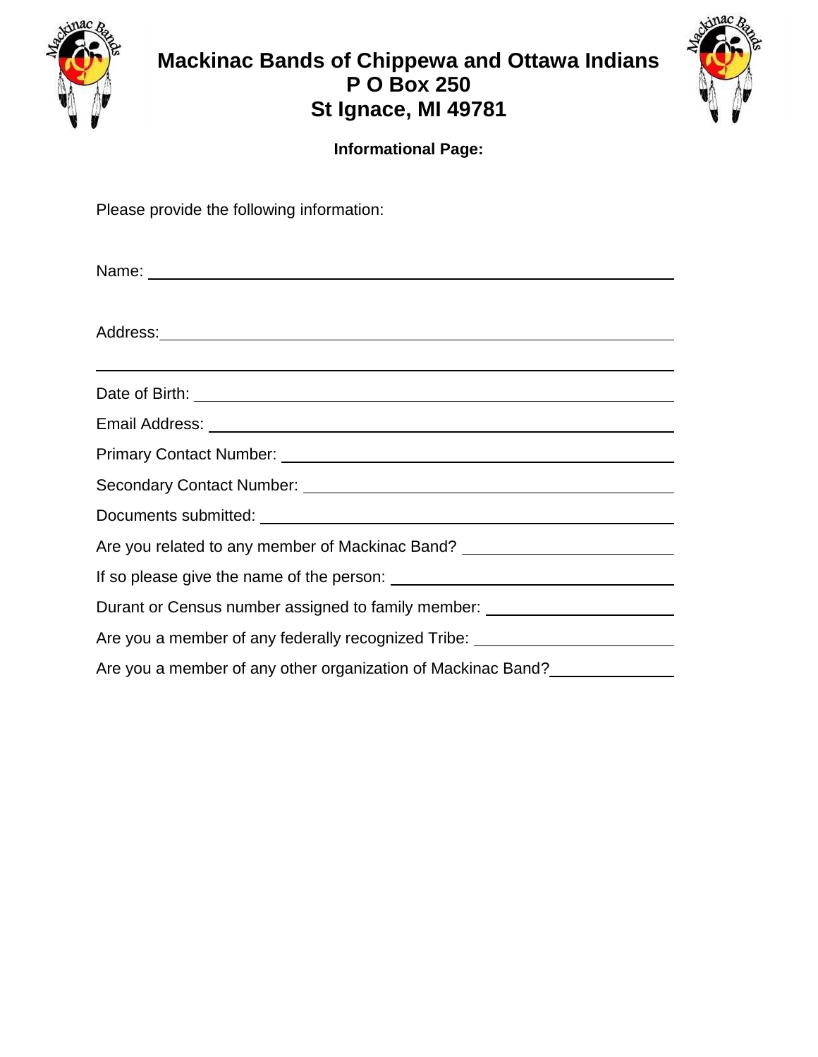# Mackinac Bands of Chippewa and Ottawa Indians
## P O Box 250
## St Ignace, MI 49781

**Informational Page:**

Please provide the following information:

Name: ______________________________________________

Address: ______________________________________________

______________________________________________

Date of Birth: ______________________________________________

Email Address: ______________________________________________

Primary Contact Number: ______________________________________________

Secondary Contact Number: ______________________________________________

Documents submitted: ______________________________________________

Are you related to any member of Mackinac Band? ____________________

If so please give the name of the person: ____________________

Durant or Census number assigned to family member: ____________________

Are you a member of any federally recognized Tribe: ____________________

Are you a member of any other organization of Mackinac Band? ____________